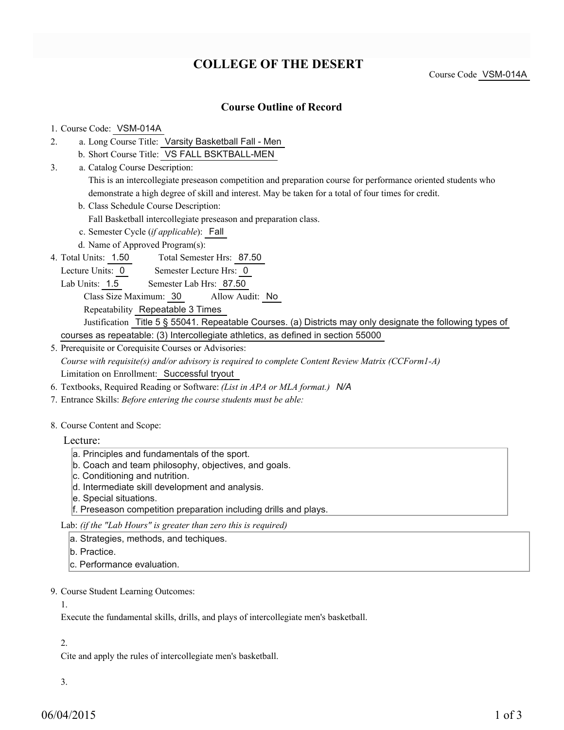# COLLEGE OF THE DESERT

Course Code VSM-014A

## Course Outline of Record

1. Course Code: VSM-014A
2. a. Long Course Title: Varsity Basketball Fall - Men
   b. Short Course Title: VS FALL BSKTBALL-MEN
3. a. Catalog Course Description:
   This is an intercollegiate preseason competition and preparation course for performance oriented students who demonstrate a high degree of skill and interest. May be taken for a total of four times for credit.
   b. Class Schedule Course Description:
   Fall Basketball intercollegiate preseason and preparation class.
   c. Semester Cycle (*if applicable*): Fall
   d. Name of Approved Program(s):
4. Total Units: 1.50    Total Semester Hrs: 87.50
   Lecture Units: 0    Semester Lecture Hrs: 0
   Lab Units: 1.5    Semester Lab Hrs: 87.50
   Class Size Maximum: 30    Allow Audit: No
   Repeatability Repeatable 3 Times
   Justification Title 5 § 55041. Repeatable Courses. (a) Districts may only designate the following types of courses as repeatable: (3) Intercollegiate athletics, as defined in section 55000
5. Prerequisite or Corequisite Courses or Advisories:
   *Course with requisite(s) and/or advisory is required to complete Content Review Matrix (CCForm1-A)*
   Limitation on Enrollment: Successful tryout
6. Textbooks, Required Reading or Software: *(List in APA or MLA format.)* *N/A*
7. Entrance Skills: *Before entering the course students must be able:*
8. Course Content and Scope:

   Lecture:

   a. Principles and fundamentals of the sport.
   b. Coach and team philosophy, objectives, and goals.
   c. Conditioning and nutrition.
   d. Intermediate skill development and analysis.
   e. Special situations.
   f. Preseason competition preparation including drills and plays.

   Lab: *(if the "Lab Hours" is greater than zero this is required)*

   a. Strategies, methods, and techiques.
   b. Practice.
   c. Performance evaluation.

9. Course Student Learning Outcomes:

   1.

   Execute the fundamental skills, drills, and plays of intercollegiate men's basketball.

   2.

   Cite and apply the rules of intercollegiate men's basketball.

   3.

06/04/2015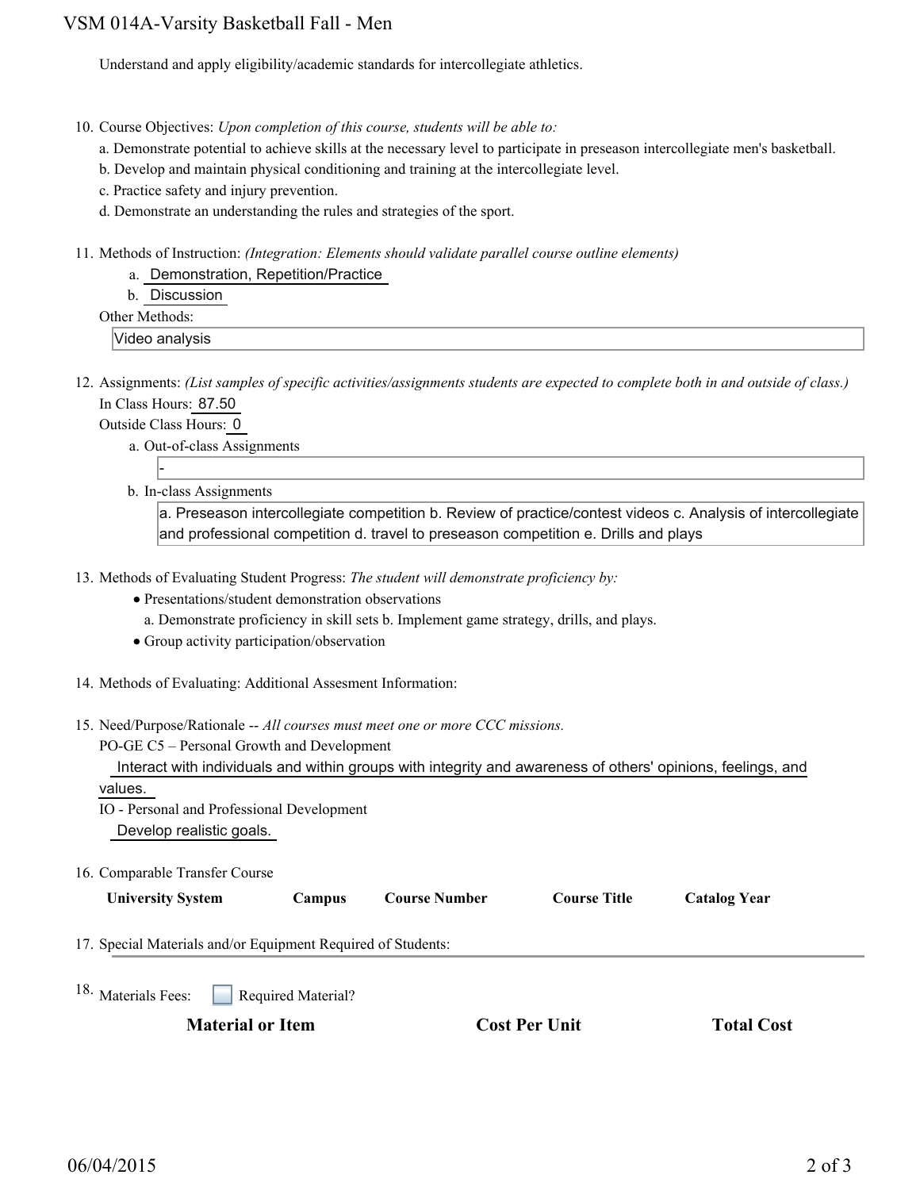Understand and apply eligibility/academic standards for intercollegiate athletics.

10. Course Objectives: *Upon completion of this course, students will be able to:*
    a. Demonstrate potential to achieve skills at the necessary level to participate in preseason intercollegiate men's basketball.
    b. Develop and maintain physical conditioning and training at the intercollegiate level.
    c. Practice safety and injury prevention.
    d. Demonstrate an understanding the rules and strategies of the sport.

11. Methods of Instruction: *(Integration: Elements should validate parallel course outline elements)*
    a. Demonstration, Repetition/Practice
    b. Discussion

    Other Methods:

    Video analysis

12. Assignments: *(List samples of specific activities/assignments students are expected to complete both in and outside of class.)*

    In Class Hours: 87.50

    Outside Class Hours: 0

    a. Out-of-class Assignments

    -

    b. In-class Assignments

    a. Preseason intercollegiate competition b. Review of practice/contest videos c. Analysis of intercollegiate and professional competition d. travel to preseason competition e. Drills and plays

13. Methods of Evaluating Student Progress: *The student will demonstrate proficiency by:*
    - Presentations/student demonstration observations

      a. Demonstrate proficiency in skill sets b. Implement game strategy, drills, and plays.
    - Group activity participation/observation

14. Methods of Evaluating: Additional Assesment Information:

15. Need/Purpose/Rationale -- *All courses must meet one or more CCC missions.*

    PO-GE C5 – Personal Growth and Development

    Interact with individuals and within groups with integrity and awareness of others' opinions, feelings, and values.

    IO - Personal and Professional Development

    Develop realistic goals.

16. Comparable Transfer Course

| University System | Campus | Course Number | Course Title | Catalog Year |
|---|---|---|---|---|

17. Special Materials and/or Equipment Required of Students:

18. Materials Fees: ☐ Required Material?

| Material or Item | Cost Per Unit | Total Cost |
|---|---|---|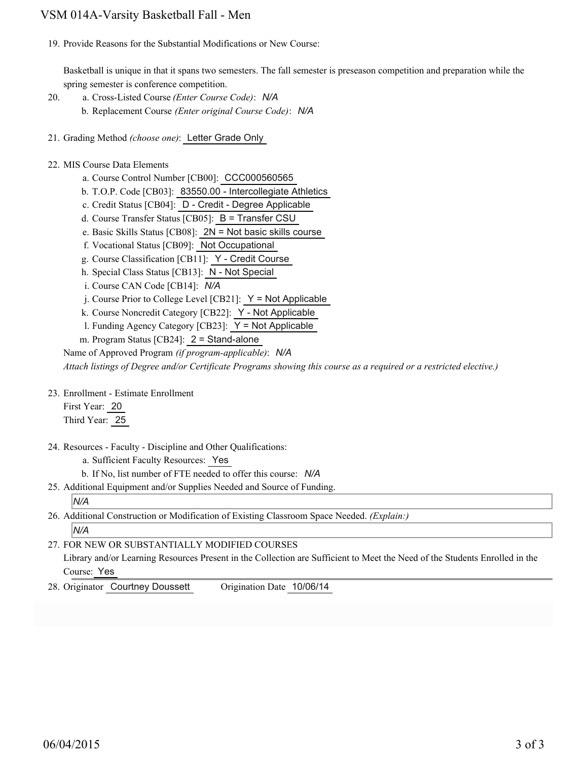19. Provide Reasons for the Substantial Modifications or New Course:

    Basketball is unique in that it spans two semesters. The fall semester is preseason competition and preparation while the spring semester is conference competition.

20. a. Cross-Listed Course *(Enter Course Code)*: *N/A*
    b. Replacement Course *(Enter original Course Code)*: *N/A*

21. Grading Method *(choose one)*: Letter Grade Only

22. MIS Course Data Elements
    a. Course Control Number [CB00]: CCC000560565
    b. T.O.P. Code [CB03]: 83550.00 - Intercollegiate Athletics
    c. Credit Status [CB04]: D - Credit - Degree Applicable
    d. Course Transfer Status [CB05]: B = Transfer CSU
    e. Basic Skills Status [CB08]: 2N = Not basic skills course
    f. Vocational Status [CB09]: Not Occupational
    g. Course Classification [CB11]: Y - Credit Course
    h. Special Class Status [CB13]: N - Not Special
    i. Course CAN Code [CB14]: *N/A*
    j. Course Prior to College Level [CB21]: Y = Not Applicable
    k. Course Noncredit Category [CB22]: Y - Not Applicable
    l. Funding Agency Category [CB23]: Y = Not Applicable
    m. Program Status [CB24]: 2 = Stand-alone

    Name of Approved Program *(if program-applicable)*: *N/A*

    *Attach listings of Degree and/or Certificate Programs showing this course as a required or a restricted elective.)*

23. Enrollment - Estimate Enrollment
    First Year: 20
    Third Year: 25

24. Resources - Faculty - Discipline and Other Qualifications:
    a. Sufficient Faculty Resources: Yes
    b. If No, list number of FTE needed to offer this course: *N/A*

25. Additional Equipment and/or Supplies Needed and Source of Funding.
    *N/A*

26. Additional Construction or Modification of Existing Classroom Space Needed. *(Explain:)*
    *N/A*

27. FOR NEW OR SUBSTANTIALLY MODIFIED COURSES
    Library and/or Learning Resources Present in the Collection are Sufficient to Meet the Need of the Students Enrolled in the Course: Yes

28. Originator Courtney Doussett Origination Date 10/06/14